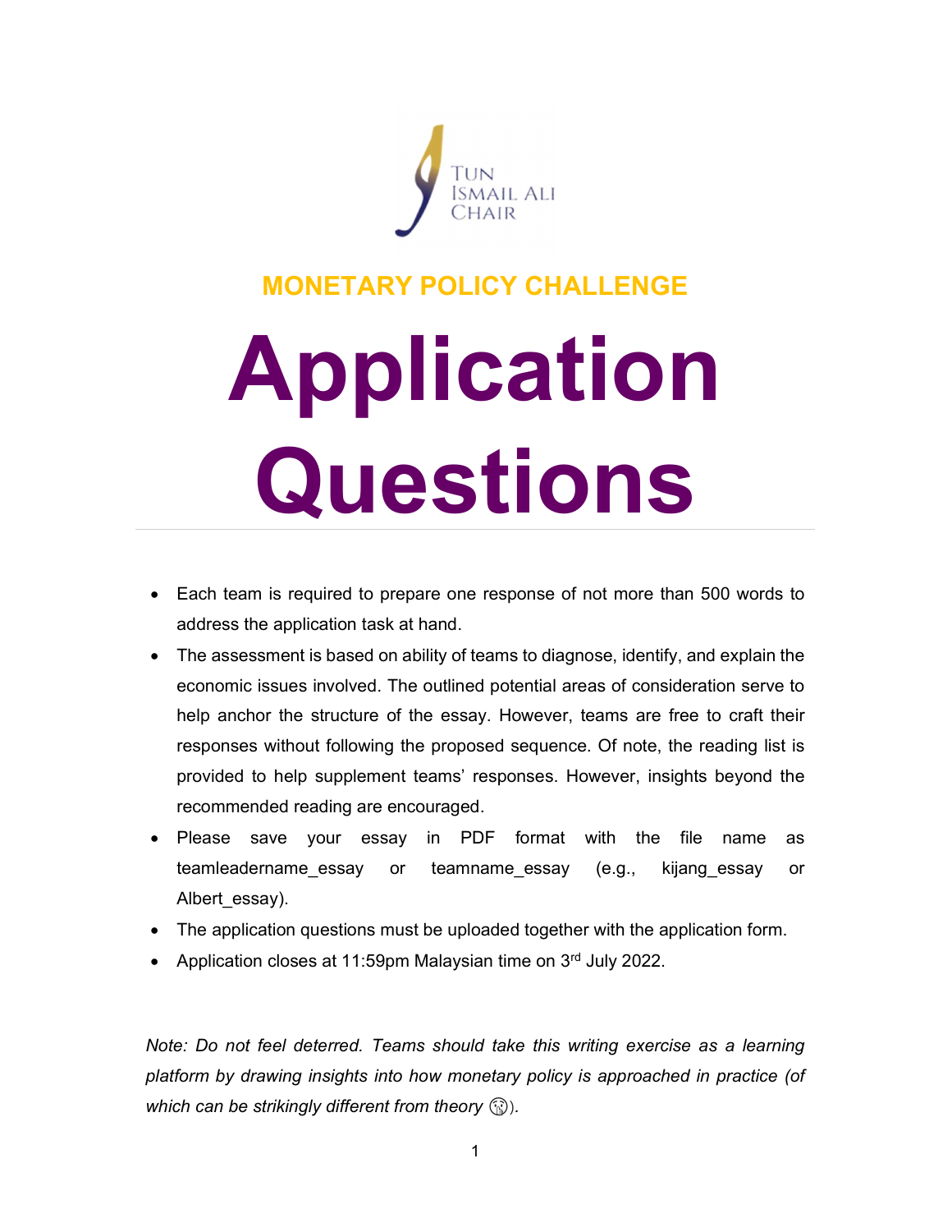TUN ISMAIL ALI CHAIR

## MONETARY POLICY CHALLENGE

# Application Questions

- Each team is required to prepare one response of not more than 500 words to address the application task at hand.
- The assessment is based on ability of teams to diagnose, identify, and explain the economic issues involved. The outlined potential areas of consideration serve to help anchor the structure of the essay. However, teams are free to craft their responses without following the proposed sequence. Of note, the reading list is provided to help supplement teams' responses. However, insights beyond the recommended reading are encouraged.
- Please save your essay in PDF format with the file name as teamleadername_essay or teamname_essay (e.g., kijang_essay or Albert_essay).
- The application questions must be uploaded together with the application form.
- Application closes at 11:59pm Malaysian time on 3rd July 2022.

*Note: Do not feel deterred. Teams should take this writing exercise as a learning platform by drawing insights into how monetary policy is approached in practice (of which can be strikingly different from theory 🤫).*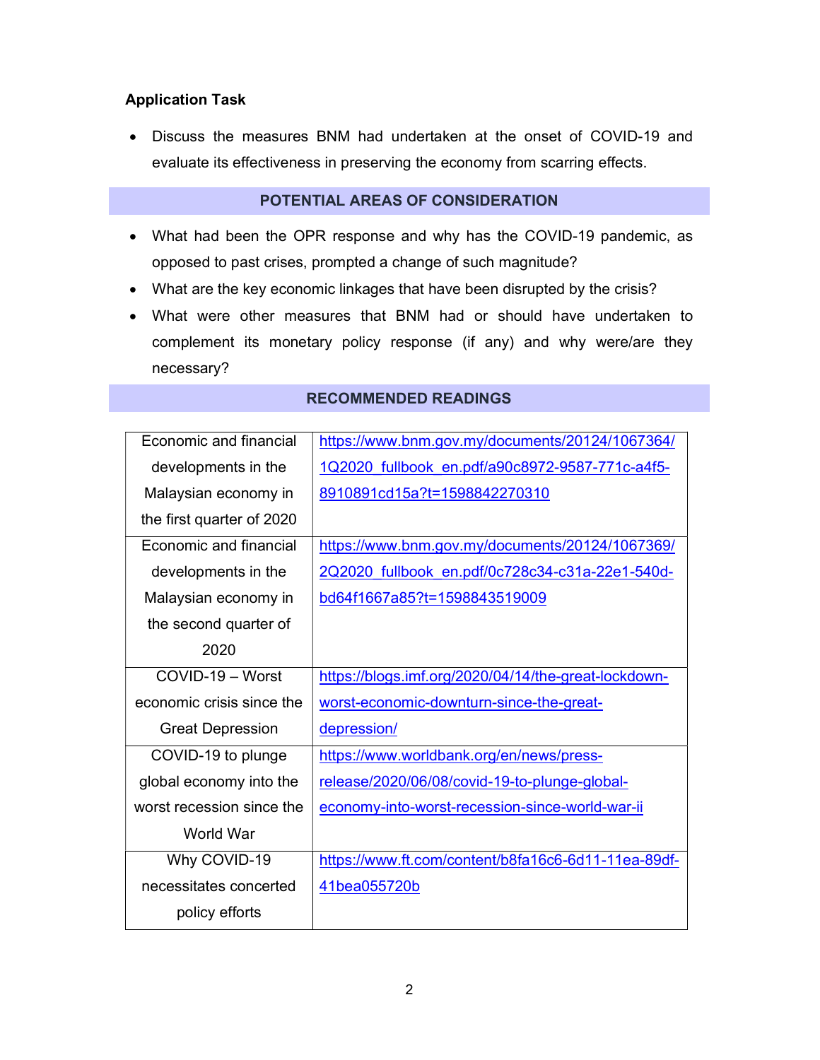**Application Task**

- Discuss the measures BNM had undertaken at the onset of COVID-19 and evaluate its effectiveness in preserving the economy from scarring effects.

## POTENTIAL AREAS OF CONSIDERATION

- What had been the OPR response and why has the COVID-19 pandemic, as opposed to past crises, prompted a change of such magnitude?
- What are the key economic linkages that have been disrupted by the crisis?
- What were other measures that BNM had or should have undertaken to complement its monetary policy response (if any) and why were/are they necessary?

## RECOMMENDED READINGS

| | |
|---|---|
| Economic and financial developments in the Malaysian economy in the first quarter of 2020 | https://www.bnm.gov.my/documents/20124/1067364/1Q2020_fullbook_en.pdf/a90c8972-9587-771c-a4f5-8910891cd15a?t=1598842270310 |
| Economic and financial developments in the Malaysian economy in the second quarter of 2020 | https://www.bnm.gov.my/documents/20124/1067369/2Q2020_fullbook_en.pdf/0c728c34-c31a-22e1-540d-bd64f1667a85?t=1598843519009 |
| COVID-19 – Worst economic crisis since the Great Depression | https://blogs.imf.org/2020/04/14/the-great-lockdown-worst-economic-downturn-since-the-great-depression/ |
| COVID-19 to plunge global economy into the worst recession since the World War | https://www.worldbank.org/en/news/press-release/2020/06/08/covid-19-to-plunge-global-economy-into-worst-recession-since-world-war-ii |
| Why COVID-19 necessitates concerted policy efforts | https://www.ft.com/content/b8fa16c6-6d11-11ea-89df-41bea055720b |